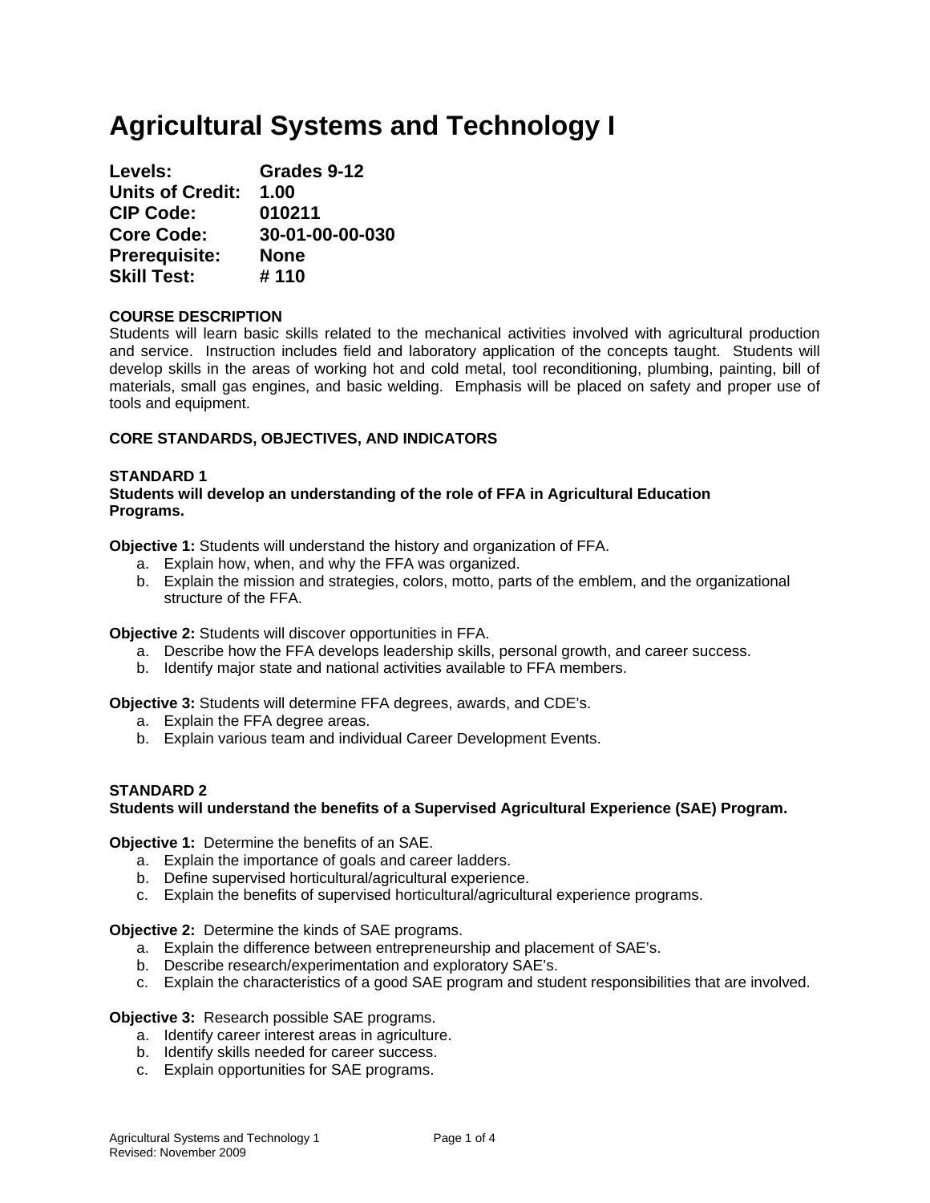# Agricultural Systems and Technology I

**Levels:** Grades 9-12
**Units of Credit:** 1.00
**CIP Code:** 010211
**Core Code:** 30-01-00-00-030
**Prerequisite:** None
**Skill Test:** # 110

**COURSE DESCRIPTION**

Students will learn basic skills related to the mechanical activities involved with agricultural production and service. Instruction includes field and laboratory application of the concepts taught. Students will develop skills in the areas of working hot and cold metal, tool reconditioning, plumbing, painting, bill of materials, small gas engines, and basic welding. Emphasis will be placed on safety and proper use of tools and equipment.

**CORE STANDARDS, OBJECTIVES, AND INDICATORS**

**STANDARD 1**
**Students will develop an understanding of the role of FFA in Agricultural Education Programs.**

**Objective 1:** Students will understand the history and organization of FFA.

a. Explain how, when, and why the FFA was organized.
b. Explain the mission and strategies, colors, motto, parts of the emblem, and the organizational structure of the FFA.

**Objective 2:** Students will discover opportunities in FFA.

a. Describe how the FFA develops leadership skills, personal growth, and career success.
b. Identify major state and national activities available to FFA members.

**Objective 3:** Students will determine FFA degrees, awards, and CDE's.

a. Explain the FFA degree areas.
b. Explain various team and individual Career Development Events.

**STANDARD 2**
**Students will understand the benefits of a Supervised Agricultural Experience (SAE) Program.**

**Objective 1:** Determine the benefits of an SAE.

a. Explain the importance of goals and career ladders.
b. Define supervised horticultural/agricultural experience.
c. Explain the benefits of supervised horticultural/agricultural experience programs.

**Objective 2:** Determine the kinds of SAE programs.

a. Explain the difference between entrepreneurship and placement of SAE's.
b. Describe research/experimentation and exploratory SAE's.
c. Explain the characteristics of a good SAE program and student responsibilities that are involved.

**Objective 3:** Research possible SAE programs.

a. Identify career interest areas in agriculture.
b. Identify skills needed for career success.
c. Explain opportunities for SAE programs.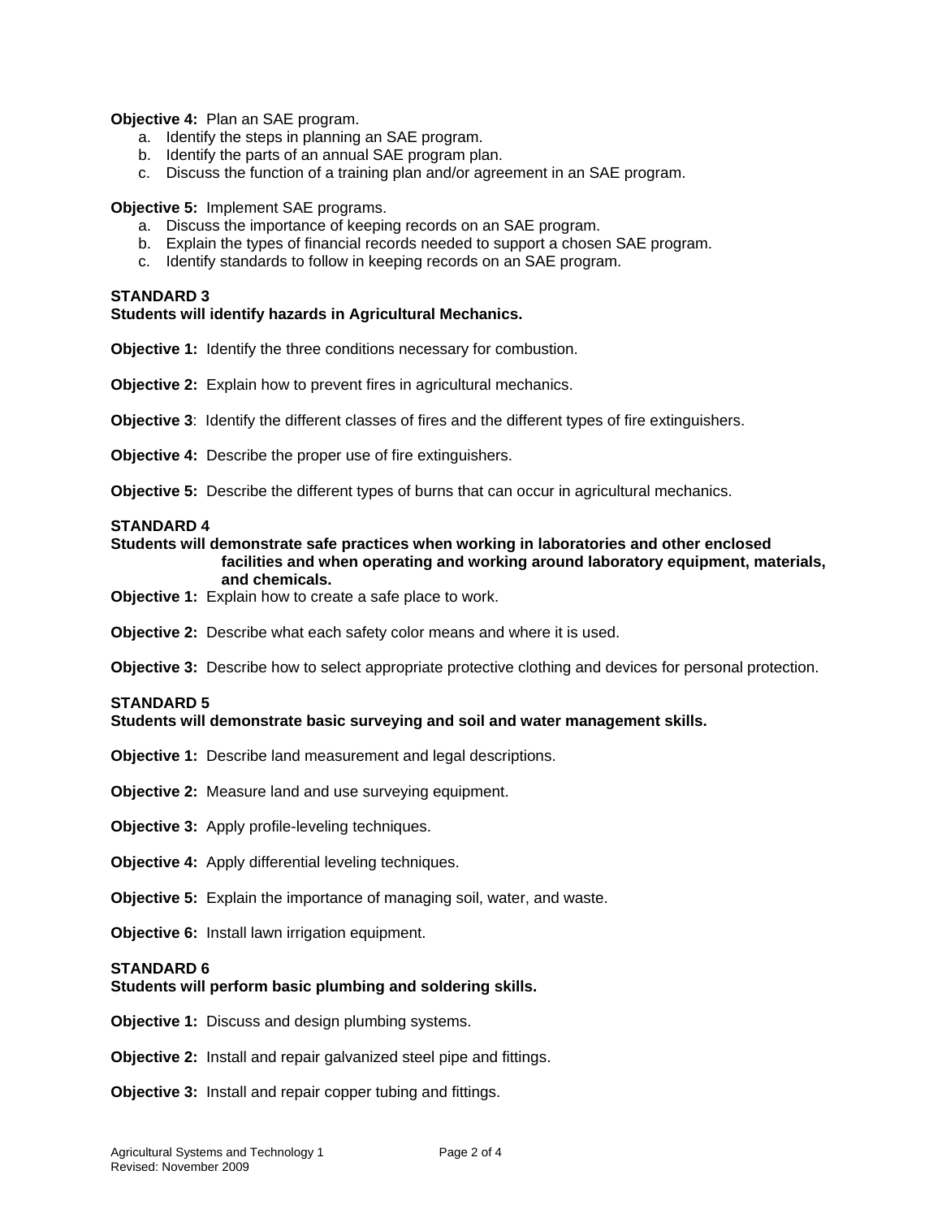**Objective 4:** Plan an SAE program.

a. Identify the steps in planning an SAE program.
b. Identify the parts of an annual SAE program plan.
c. Discuss the function of a training plan and/or agreement in an SAE program.

**Objective 5:** Implement SAE programs.

a. Discuss the importance of keeping records on an SAE program.
b. Explain the types of financial records needed to support a chosen SAE program.
c. Identify standards to follow in keeping records on an SAE program.

**STANDARD 3**
**Students will identify hazards in Agricultural Mechanics.**

**Objective 1:** Identify the three conditions necessary for combustion.

**Objective 2:** Explain how to prevent fires in agricultural mechanics.

**Objective 3**: Identify the different classes of fires and the different types of fire extinguishers.

**Objective 4:** Describe the proper use of fire extinguishers.

**Objective 5:** Describe the different types of burns that can occur in agricultural mechanics.

**STANDARD 4**
**Students will demonstrate safe practices when working in laboratories and other enclosed facilities and when operating and working around laboratory equipment, materials, and chemicals.**

**Objective 1:** Explain how to create a safe place to work.

**Objective 2:** Describe what each safety color means and where it is used.

**Objective 3:** Describe how to select appropriate protective clothing and devices for personal protection.

**STANDARD 5**
**Students will demonstrate basic surveying and soil and water management skills.**

**Objective 1:** Describe land measurement and legal descriptions.

**Objective 2:** Measure land and use surveying equipment.

**Objective 3:** Apply profile-leveling techniques.

**Objective 4:** Apply differential leveling techniques.

**Objective 5:** Explain the importance of managing soil, water, and waste.

**Objective 6:** Install lawn irrigation equipment.

**STANDARD 6**
**Students will perform basic plumbing and soldering skills.**

**Objective 1:** Discuss and design plumbing systems.

**Objective 2:** Install and repair galvanized steel pipe and fittings.

**Objective 3:** Install and repair copper tubing and fittings.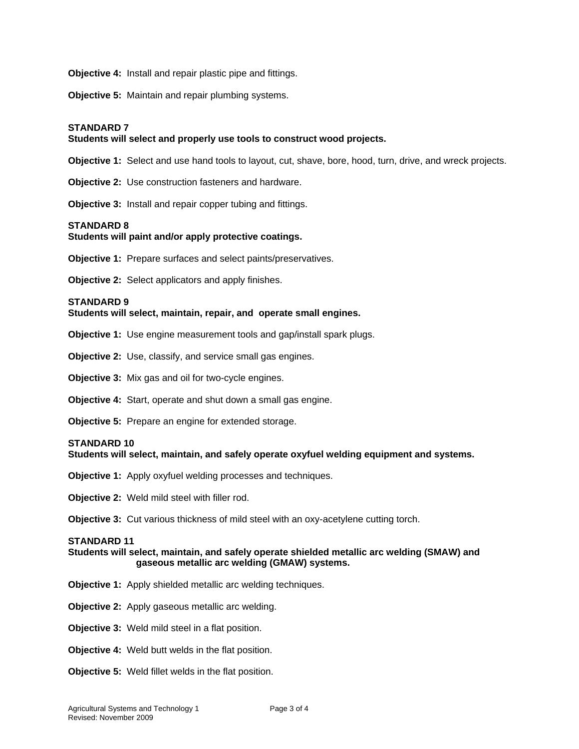**Objective 4:** Install and repair plastic pipe and fittings.

**Objective 5:** Maintain and repair plumbing systems.

**STANDARD 7**
**Students will select and properly use tools to construct wood projects.**

**Objective 1:** Select and use hand tools to layout, cut, shave, bore, hood, turn, drive, and wreck projects.

**Objective 2:** Use construction fasteners and hardware.

**Objective 3:** Install and repair copper tubing and fittings.

**STANDARD 8**
**Students will paint and/or apply protective coatings.**

**Objective 1:** Prepare surfaces and select paints/preservatives.

**Objective 2:** Select applicators and apply finishes.

**STANDARD 9**
**Students will select, maintain, repair, and operate small engines.**

**Objective 1:** Use engine measurement tools and gap/install spark plugs.

**Objective 2:** Use, classify, and service small gas engines.

**Objective 3:** Mix gas and oil for two-cycle engines.

**Objective 4:** Start, operate and shut down a small gas engine.

**Objective 5:** Prepare an engine for extended storage.

**STANDARD 10**
**Students will select, maintain, and safely operate oxyfuel welding equipment and systems.**

**Objective 1:** Apply oxyfuel welding processes and techniques.

**Objective 2:** Weld mild steel with filler rod.

**Objective 3:** Cut various thickness of mild steel with an oxy-acetylene cutting torch.

**STANDARD 11**
**Students will select, maintain, and safely operate shielded metallic arc welding (SMAW) and gaseous metallic arc welding (GMAW) systems.**

**Objective 1:** Apply shielded metallic arc welding techniques.

**Objective 2:** Apply gaseous metallic arc welding.

**Objective 3:** Weld mild steel in a flat position.

**Objective 4:** Weld butt welds in the flat position.

**Objective 5:** Weld fillet welds in the flat position.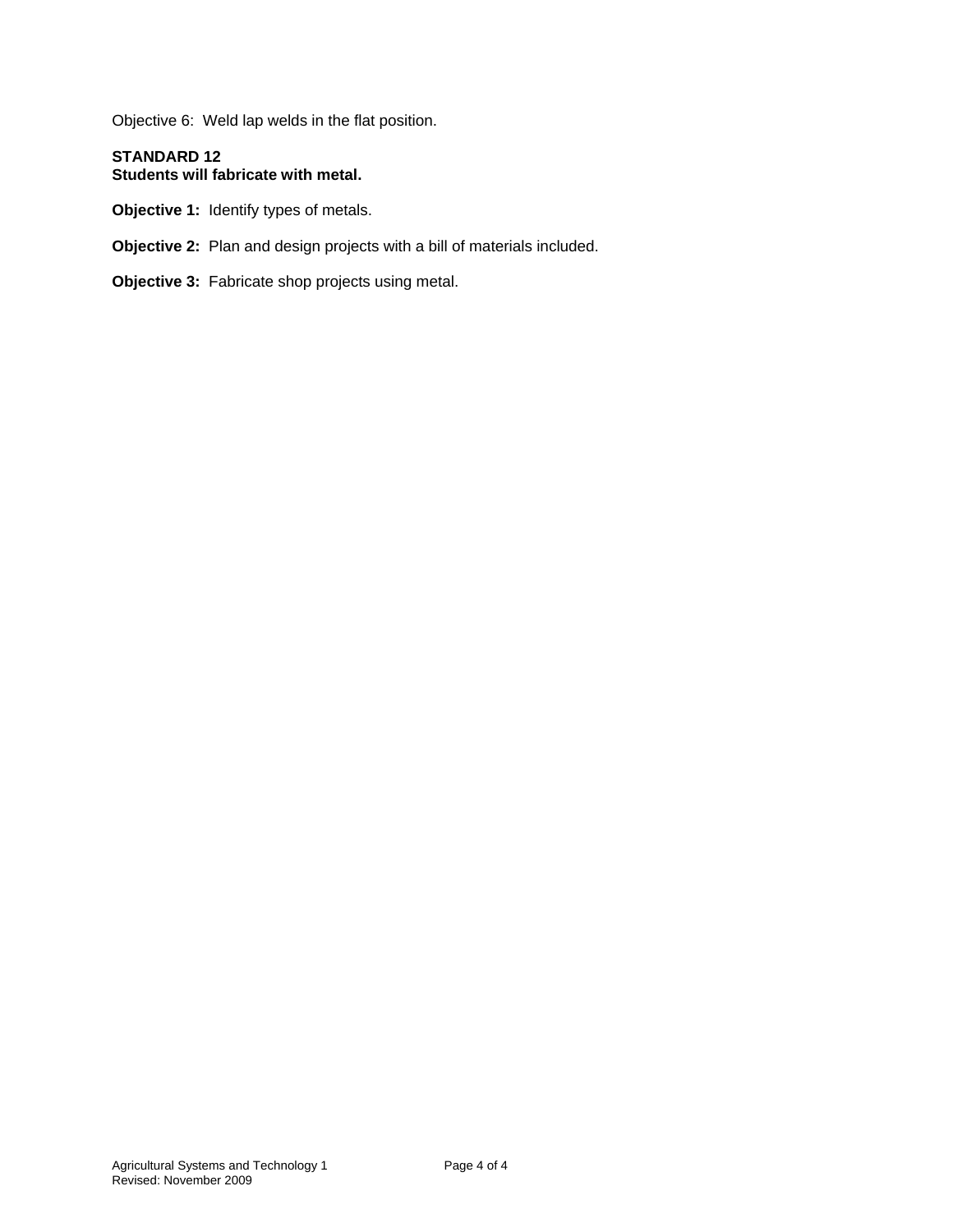Objective 6: Weld lap welds in the flat position.

**STANDARD 12**
**Students will fabricate with metal.**

**Objective 1:** Identify types of metals.

**Objective 2:** Plan and design projects with a bill of materials included.

**Objective 3:** Fabricate shop projects using metal.